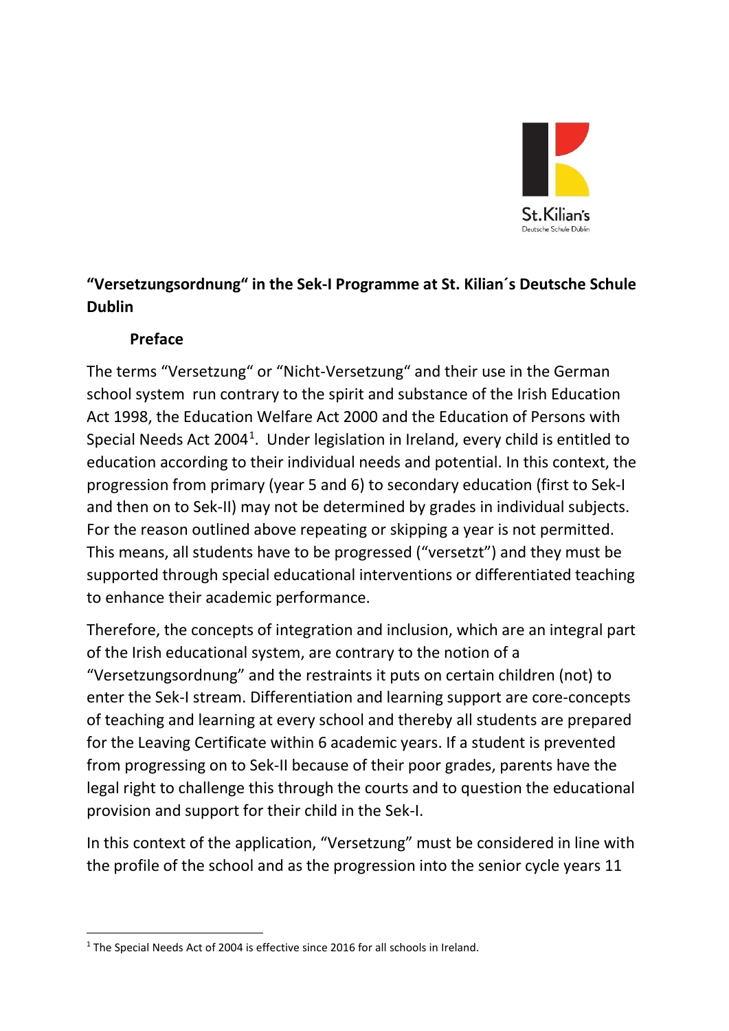# "Versetzungsordnung" in the Sek-I Programme at St. Kilian´s Deutsche Schule Dublin

## Preface

The terms "Versetzung" or "Nicht-Versetzung" and their use in the German school system run contrary to the spirit and substance of the Irish Education Act 1998, the Education Welfare Act 2000 and the Education of Persons with Special Needs Act 2004[1]. Under legislation in Ireland, every child is entitled to education according to their individual needs and potential. In this context, the progression from primary (year 5 and 6) to secondary education (first to Sek-I and then on to Sek-II) may not be determined by grades in individual subjects. For the reason outlined above repeating or skipping a year is not permitted. This means, all students have to be progressed ("versetzt") and they must be supported through special educational interventions or differentiated teaching to enhance their academic performance.

Therefore, the concepts of integration and inclusion, which are an integral part of the Irish educational system, are contrary to the notion of a "Versetzungsordnung" and the restraints it puts on certain children (not) to enter the Sek-I stream. Differentiation and learning support are core-concepts of teaching and learning at every school and thereby all students are prepared for the Leaving Certificate within 6 academic years. If a student is prevented from progressing on to Sek-II because of their poor grades, parents have the legal right to challenge this through the courts and to question the educational provision and support for their child in the Sek-I.

In this context of the application, "Versetzung" must be considered in line with the profile of the school and as the progression into the senior cycle years 11

[1] The Special Needs Act of 2004 is effective since 2016 for all schools in Ireland.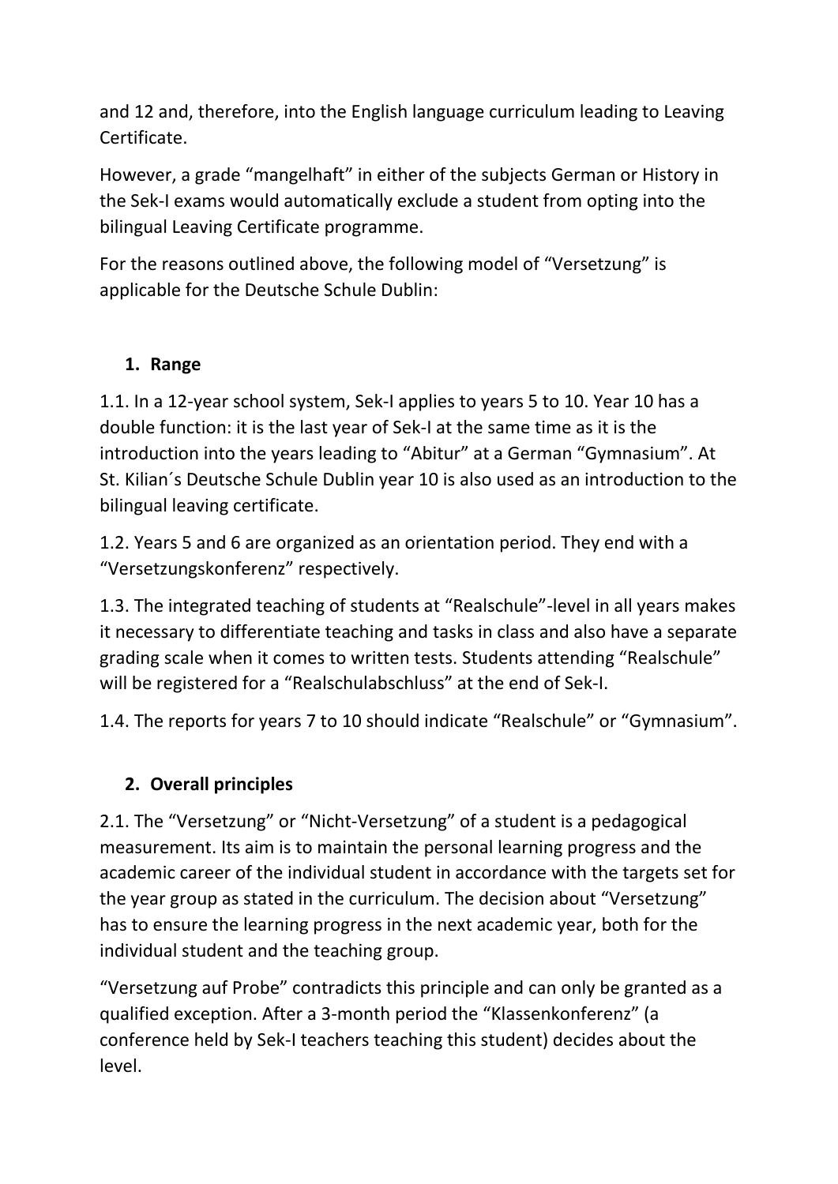and 12 and, therefore, into the English language curriculum leading to Leaving Certificate.

However, a grade “mangelhaft” in either of the subjects German or History in the Sek-I exams would automatically exclude a student from opting into the bilingual Leaving Certificate programme.

For the reasons outlined above, the following model of “Versetzung” is applicable for the Deutsche Schule Dublin:

## 1. Range

1.1. In a 12-year school system, Sek-I applies to years 5 to 10. Year 10 has a double function: it is the last year of Sek-I at the same time as it is the introduction into the years leading to “Abitur” at a German “Gymnasium”. At St. Kilian´s Deutsche Schule Dublin year 10 is also used as an introduction to the bilingual leaving certificate.

1.2. Years 5 and 6 are organized as an orientation period. They end with a “Versetzungskonferenz” respectively.

1.3. The integrated teaching of students at “Realschule”-level in all years makes it necessary to differentiate teaching and tasks in class and also have a separate grading scale when it comes to written tests. Students attending “Realschule” will be registered for a “Realschulabschluss” at the end of Sek-I.

1.4. The reports for years 7 to 10 should indicate “Realschule” or “Gymnasium”.

## 2. Overall principles

2.1. The “Versetzung” or “Nicht-Versetzung” of a student is a pedagogical measurement. Its aim is to maintain the personal learning progress and the academic career of the individual student in accordance with the targets set for the year group as stated in the curriculum. The decision about “Versetzung” has to ensure the learning progress in the next academic year, both for the individual student and the teaching group.

“Versetzung auf Probe” contradicts this principle and can only be granted as a qualified exception. After a 3-month period the “Klassenkonferenz” (a conference held by Sek-I teachers teaching this student) decides about the level.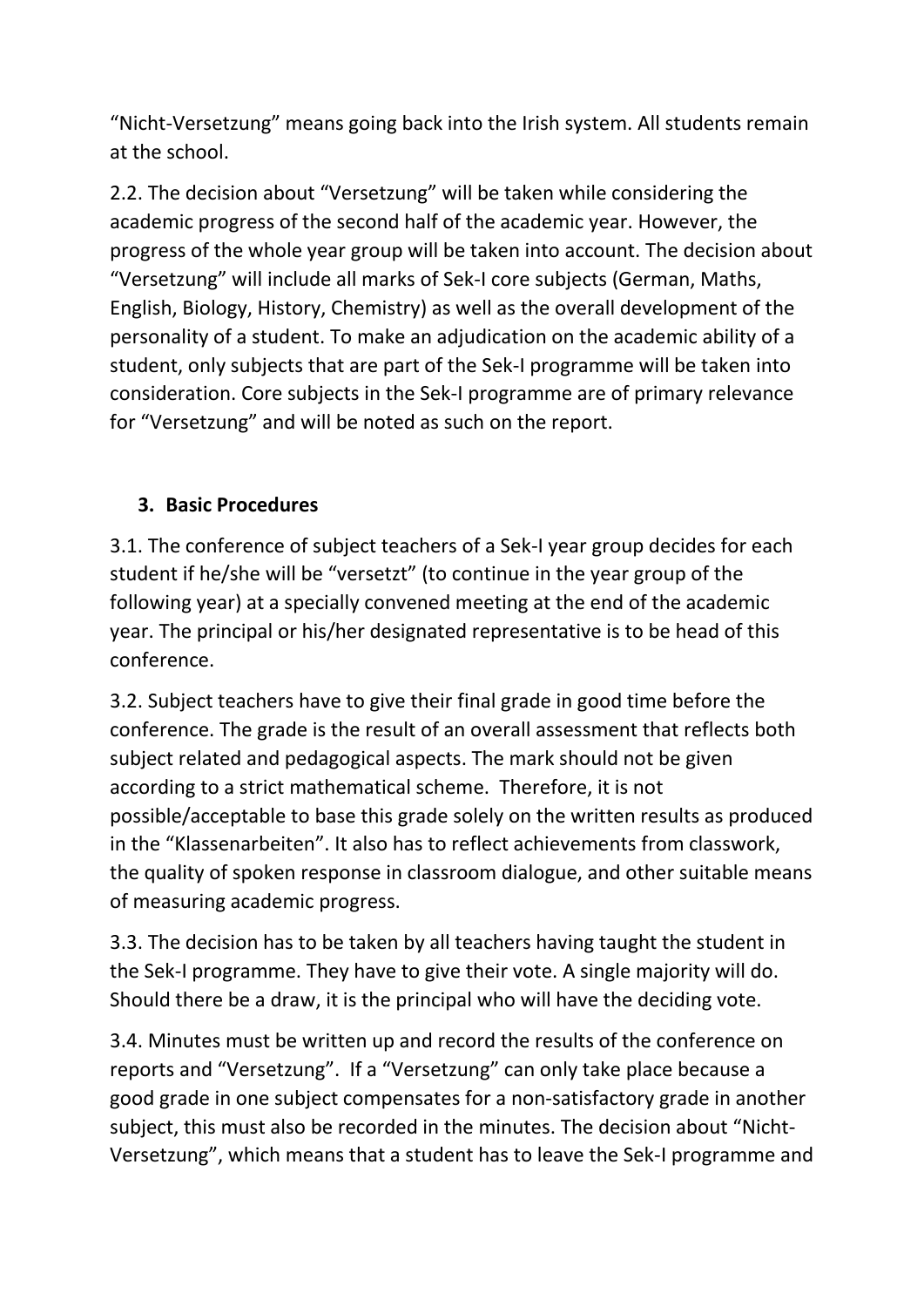"Nicht-Versetzung" means going back into the Irish system. All students remain at the school.

2.2. The decision about "Versetzung" will be taken while considering the academic progress of the second half of the academic year. However, the progress of the whole year group will be taken into account. The decision about "Versetzung" will include all marks of Sek-I core subjects (German, Maths, English, Biology, History, Chemistry) as well as the overall development of the personality of a student. To make an adjudication on the academic ability of a student, only subjects that are part of the Sek-I programme will be taken into consideration. Core subjects in the Sek-I programme are of primary relevance for "Versetzung" and will be noted as such on the report.

## 3. Basic Procedures

3.1. The conference of subject teachers of a Sek-I year group decides for each student if he/she will be "versetzt" (to continue in the year group of the following year) at a specially convened meeting at the end of the academic year. The principal or his/her designated representative is to be head of this conference.

3.2. Subject teachers have to give their final grade in good time before the conference. The grade is the result of an overall assessment that reflects both subject related and pedagogical aspects. The mark should not be given according to a strict mathematical scheme. Therefore, it is not possible/acceptable to base this grade solely on the written results as produced in the "Klassenarbeiten". It also has to reflect achievements from classwork, the quality of spoken response in classroom dialogue, and other suitable means of measuring academic progress.

3.3. The decision has to be taken by all teachers having taught the student in the Sek-I programme. They have to give their vote. A single majority will do. Should there be a draw, it is the principal who will have the deciding vote.

3.4. Minutes must be written up and record the results of the conference on reports and "Versetzung". If a "Versetzung" can only take place because a good grade in one subject compensates for a non-satisfactory grade in another subject, this must also be recorded in the minutes. The decision about "Nicht-Versetzung", which means that a student has to leave the Sek-I programme and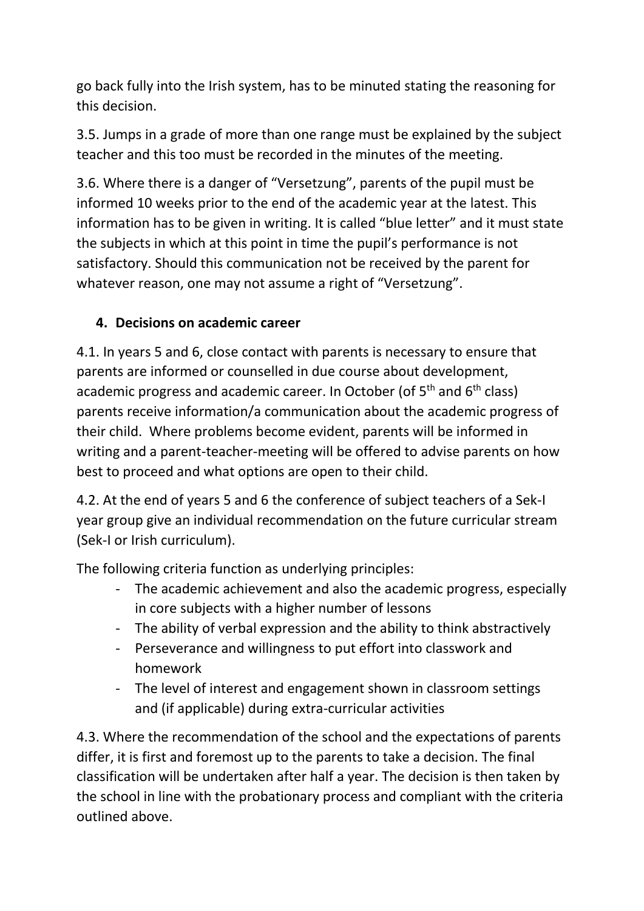go back fully into the Irish system, has to be minuted stating the reasoning for this decision.

3.5. Jumps in a grade of more than one range must be explained by the subject teacher and this too must be recorded in the minutes of the meeting.

3.6. Where there is a danger of "Versetzung", parents of the pupil must be informed 10 weeks prior to the end of the academic year at the latest. This information has to be given in writing. It is called "blue letter" and it must state the subjects in which at this point in time the pupil's performance is not satisfactory. Should this communication not be received by the parent for whatever reason, one may not assume a right of "Versetzung".

## 4. Decisions on academic career

4.1. In years 5 and 6, close contact with parents is necessary to ensure that parents are informed or counselled in due course about development, academic progress and academic career. In October (of 5th and 6th class) parents receive information/a communication about the academic progress of their child. Where problems become evident, parents will be informed in writing and a parent-teacher-meeting will be offered to advise parents on how best to proceed and what options are open to their child.

4.2. At the end of years 5 and 6 the conference of subject teachers of a Sek-I year group give an individual recommendation on the future curricular stream (Sek-I or Irish curriculum).

The following criteria function as underlying principles:

- The academic achievement and also the academic progress, especially in core subjects with a higher number of lessons
- The ability of verbal expression and the ability to think abstractively
- Perseverance and willingness to put effort into classwork and homework
- The level of interest and engagement shown in classroom settings and (if applicable) during extra-curricular activities

4.3. Where the recommendation of the school and the expectations of parents differ, it is first and foremost up to the parents to take a decision. The final classification will be undertaken after half a year. The decision is then taken by the school in line with the probationary process and compliant with the criteria outlined above.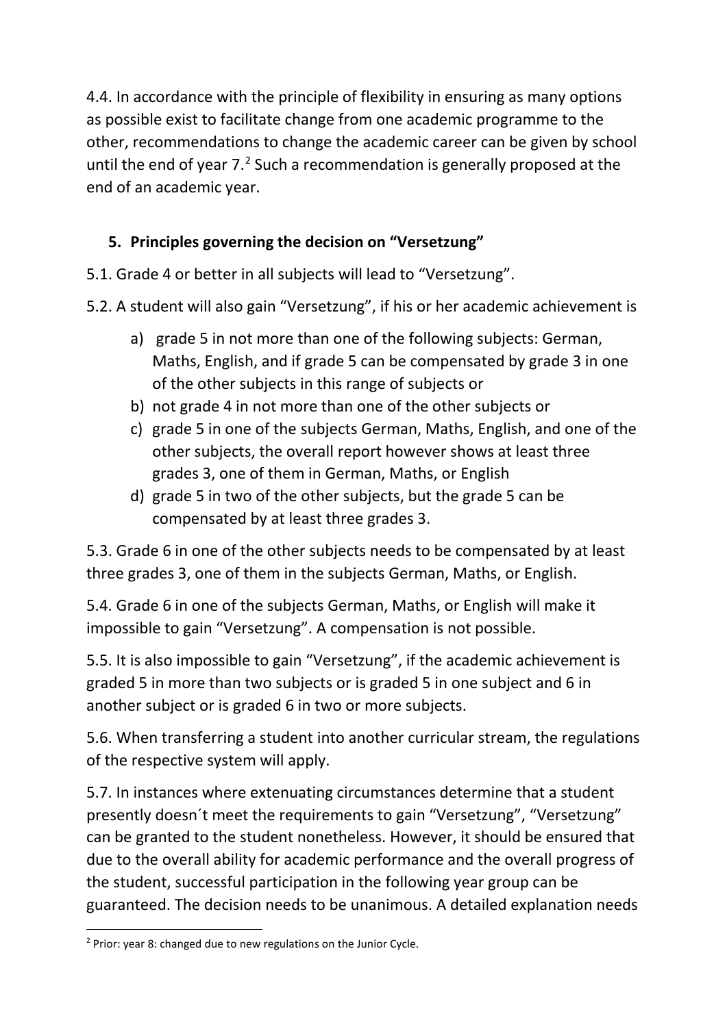4.4. In accordance with the principle of flexibility in ensuring as many options as possible exist to facilitate change from one academic programme to the other, recommendations to change the academic career can be given by school until the end of year 7.[2] Such a recommendation is generally proposed at the end of an academic year.

## 5. Principles governing the decision on "Versetzung"

5.1. Grade 4 or better in all subjects will lead to "Versetzung".

5.2. A student will also gain "Versetzung", if his or her academic achievement is

a) grade 5 in not more than one of the following subjects: German, Maths, English, and if grade 5 can be compensated by grade 3 in one of the other subjects in this range of subjects or
b) not grade 4 in not more than one of the other subjects or
c) grade 5 in one of the subjects German, Maths, English, and one of the other subjects, the overall report however shows at least three grades 3, one of them in German, Maths, or English
d) grade 5 in two of the other subjects, but the grade 5 can be compensated by at least three grades 3.

5.3. Grade 6 in one of the other subjects needs to be compensated by at least three grades 3, one of them in the subjects German, Maths, or English.

5.4. Grade 6 in one of the subjects German, Maths, or English will make it impossible to gain "Versetzung". A compensation is not possible.

5.5. It is also impossible to gain "Versetzung", if the academic achievement is graded 5 in more than two subjects or is graded 5 in one subject and 6 in another subject or is graded 6 in two or more subjects.

5.6. When transferring a student into another curricular stream, the regulations of the respective system will apply.

5.7. In instances where extenuating circumstances determine that a student presently doesn´t meet the requirements to gain "Versetzung", "Versetzung" can be granted to the student nonetheless. However, it should be ensured that due to the overall ability for academic performance and the overall progress of the student, successful participation in the following year group can be guaranteed. The decision needs to be unanimous. A detailed explanation needs

[2] Prior: year 8: changed due to new regulations on the Junior Cycle.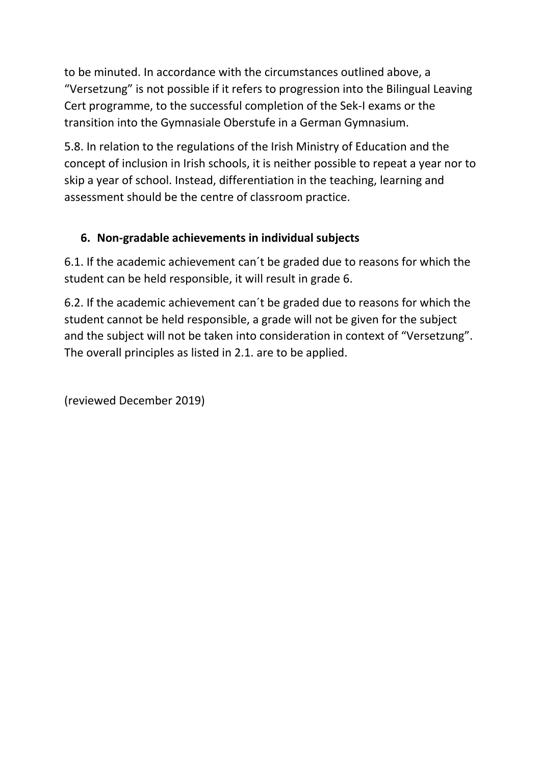to be minuted. In accordance with the circumstances outlined above, a "Versetzung" is not possible if it refers to progression into the Bilingual Leaving Cert programme, to the successful completion of the Sek-I exams or the transition into the Gymnasiale Oberstufe in a German Gymnasium.

5.8. In relation to the regulations of the Irish Ministry of Education and the concept of inclusion in Irish schools, it is neither possible to repeat a year nor to skip a year of school. Instead, differentiation in the teaching, learning and assessment should be the centre of classroom practice.

## 6. Non-gradable achievements in individual subjects

6.1. If the academic achievement can´t be graded due to reasons for which the student can be held responsible, it will result in grade 6.

6.2. If the academic achievement can´t be graded due to reasons for which the student cannot be held responsible, a grade will not be given for the subject and the subject will not be taken into consideration in context of "Versetzung". The overall principles as listed in 2.1. are to be applied.

(reviewed December 2019)